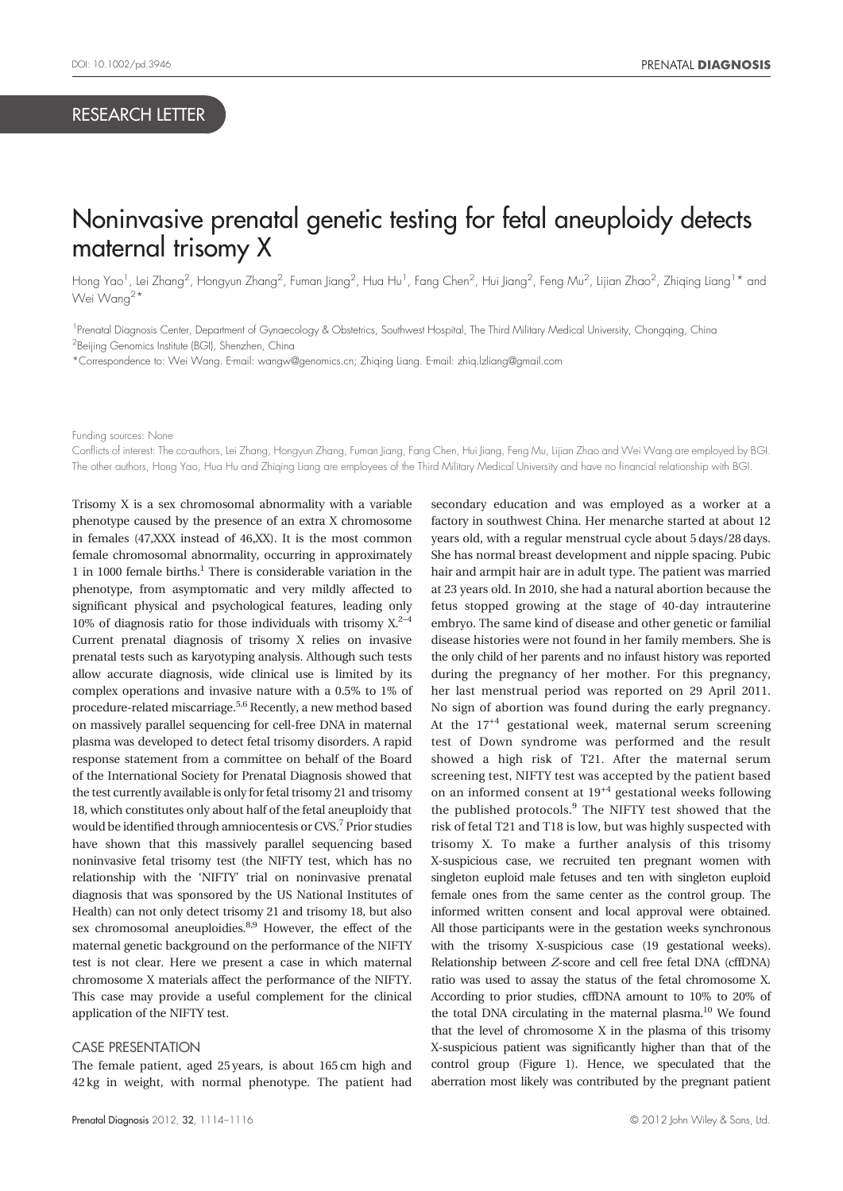RESEARCH LETTER

# Noninvasive prenatal genetic testing for fetal aneuploidy detects maternal trisomy X

Hong Yao[1], Lei Zhang[2], Hongyun Zhang[2], Fuman Jiang[2], Hua Hu[1], Fang Chen[2], Hui Jiang[2], Feng Mu[2], Lijian Zhao[2], Zhiqing Liang[1]* and Wei Wang[2]*

[1]Prenatal Diagnosis Center, Department of Gynaecology & Obstetrics, Southwest Hospital, The Third Military Medical University, Chongqing, China
[2]Beijing Genomics Institute (BGI), Shenzhen, China

*Correspondence to: Wei Wang. E-mail: wangw@genomics.cn; Zhiqing Liang. E-mail: zhiq.lzliang@gmail.com

Funding sources: None

Conflicts of interest: The co-authors, Lei Zhang, Hongyun Zhang, Fuman Jiang, Fang Chen, Hui Jiang, Feng Mu, Lijian Zhao and Wei Wang are employed by BGI. The other authors, Hong Yao, Hua Hu and Zhiqing Liang are employees of the Third Military Medical University and have no financial relationship with BGI.

Trisomy X is a sex chromosomal abnormality with a variable phenotype caused by the presence of an extra X chromosome in females (47,XXX instead of 46,XX). It is the most common female chromosomal abnormality, occurring in approximately 1 in 1000 female births.[1] There is considerable variation in the phenotype, from asymptomatic and very mildly affected to significant physical and psychological features, leading only 10% of diagnosis ratio for those individuals with trisomy X.[2–4] Current prenatal diagnosis of trisomy X relies on invasive prenatal tests such as karyotyping analysis. Although such tests allow accurate diagnosis, wide clinical use is limited by its complex operations and invasive nature with a 0.5% to 1% of procedure-related miscarriage.[5,6] Recently, a new method based on massively parallel sequencing for cell-free DNA in maternal plasma was developed to detect fetal trisomy disorders. A rapid response statement from a committee on behalf of the Board of the International Society for Prenatal Diagnosis showed that the test currently available is only for fetal trisomy 21 and trisomy 18, which constitutes only about half of the fetal aneuploidy that would be identified through amniocentesis or CVS.[7] Prior studies have shown that this massively parallel sequencing based noninvasive fetal trisomy test (the NIFTY test, which has no relationship with the 'NIFTY' trial on noninvasive prenatal diagnosis that was sponsored by the US National Institutes of Health) can not only detect trisomy 21 and trisomy 18, but also sex chromosomal aneuploidies.[8,9] However, the effect of the maternal genetic background on the performance of the NIFTY test is not clear. Here we present a case in which maternal chromosome X materials affect the performance of the NIFTY. This case may provide a useful complement for the clinical application of the NIFTY test.

## CASE PRESENTATION

The female patient, aged 25 years, is about 165 cm high and 42 kg in weight, with normal phenotype. The patient had secondary education and was employed as a worker at a factory in southwest China. Her menarche started at about 12 years old, with a regular menstrual cycle about 5 days/28 days. She has normal breast development and nipple spacing. Pubic hair and armpit hair are in adult type. The patient was married at 23 years old. In 2010, she had a natural abortion because the fetus stopped growing at the stage of 40-day intrauterine embryo. The same kind of disease and other genetic or familial disease histories were not found in her family members. She is the only child of her parents and no infaust history was reported during the pregnancy of her mother. For this pregnancy, her last menstrual period was reported on 29 April 2011. No sign of abortion was found during the early pregnancy. At the $17^{+4}$ gestational week, maternal serum screening test of Down syndrome was performed and the result showed a high risk of T21. After the maternal serum screening test, NIFTY test was accepted by the patient based on an informed consent at $19^{+4}$ gestational weeks following the published protocols.[9] The NIFTY test showed that the risk of fetal T21 and T18 is low, but was highly suspected with trisomy X. To make a further analysis of this trisomy X-suspicious case, we recruited ten pregnant women with singleton euploid male fetuses and ten with singleton euploid female ones from the same center as the control group. The informed written consent and local approval were obtained. All those participants were in the gestation weeks synchronous with the trisomy X-suspicious case (19 gestational weeks). Relationship between *Z*-score and cell free fetal DNA (cffDNA) ratio was used to assay the status of the fetal chromosome X. According to prior studies, cffDNA amount to 10% to 20% of the total DNA circulating in the maternal plasma.[10] We found that the level of chromosome X in the plasma of this trisomy X-suspicious patient was significantly higher than that of the control group (Figure 1). Hence, we speculated that the aberration most likely was contributed by the pregnant patient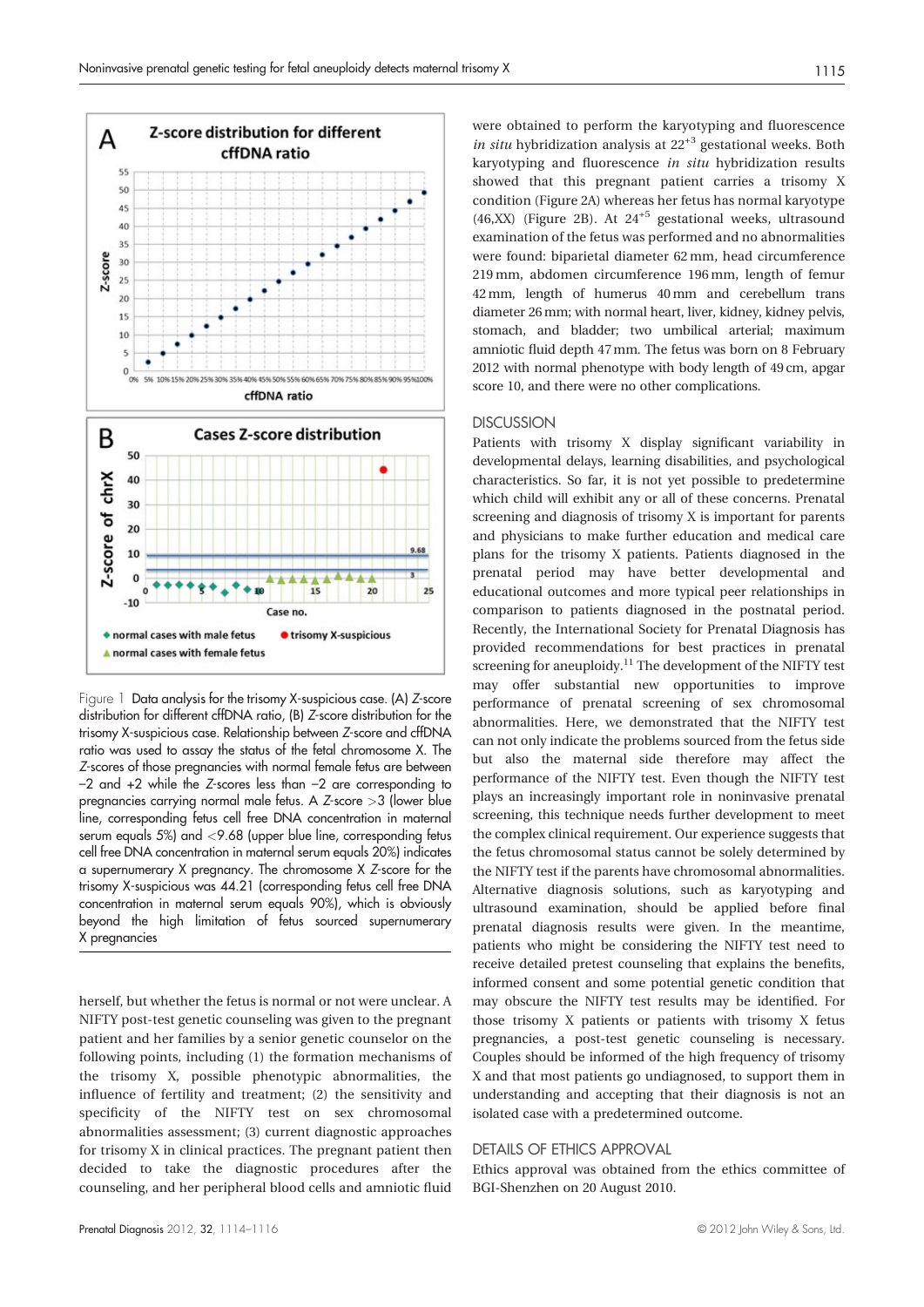A

Z-score distribution for different cffDNA ratio

Z-score

55
50
45
40
35
30
25
20
15
10
5
0

0% 5% 10% 15% 20% 25% 30% 35% 40% 45% 50% 55% 60% 65% 70% 75% 80% 85% 90% 95% 100%

cffDNA ratio

B

Cases Z-score distribution

Z-score of chrX

50
40
30
20
10
0
-10

9.68

3

0 5 10 15 20 25

Case no.

◆ normal cases with male fetus ● trisomy X-suspicious
▲ normal cases with female fetus

Figure 1 Data analysis for the trisomy X-suspicious case. (A) *Z*-score distribution for different cffDNA ratio, (B) *Z*-score distribution for the trisomy X-suspicious case. Relationship between *Z*-score and cffDNA ratio was used to assay the status of the fetal chromosome X. The *Z*-scores of those pregnancies with normal female fetus are between −2 and +2 while the *Z*-scores less than −2 are corresponding to pregnancies carrying normal male fetus. A *Z*-score >3 (lower blue line, corresponding fetus cell free DNA concentration in maternal serum equals 5%) and <9.68 (upper blue line, corresponding fetus cell free DNA concentration in maternal serum equals 20%) indicates a supernumerary X pregnancy. The chromosome X *Z*-score for the trisomy X-suspicious was 44.21 (corresponding fetus cell free DNA concentration in maternal serum equals 90%), which is obviously beyond the high limitation of fetus sourced supernumerary X pregnancies

herself, but whether the fetus is normal or not were unclear. A NIFTY post-test genetic counseling was given to the pregnant patient and her families by a senior genetic counselor on the following points, including (1) the formation mechanisms of the trisomy X, possible phenotypic abnormalities, the influence of fertility and treatment; (2) the sensitivity and specificity of the NIFTY test on sex chromosomal abnormalities assessment; (3) current diagnostic approaches for trisomy X in clinical practices. The pregnant patient then decided to take the diagnostic procedures after the counseling, and her peripheral blood cells and amniotic fluid were obtained to perform the karyotyping and fluorescence *in situ* hybridization analysis at $22^{+3}$ gestational weeks. Both karyotyping and fluorescence *in situ* hybridization results showed that this pregnant patient carries a trisomy X condition (Figure 2A) whereas her fetus has normal karyotype (46,XX) (Figure 2B). At $24^{+5}$ gestational weeks, ultrasound examination of the fetus was performed and no abnormalities were found: biparietal diameter 62 mm, head circumference 219 mm, abdomen circumference 196 mm, length of femur 42 mm, length of humerus 40 mm and cerebellum trans diameter 26 mm; with normal heart, liver, kidney, kidney pelvis, stomach, and bladder; two umbilical arterial; maximum amniotic fluid depth 47 mm. The fetus was born on 8 February 2012 with normal phenotype with body length of 49 cm, apgar score 10, and there were no other complications.

## DISCUSSION

Patients with trisomy X display significant variability in developmental delays, learning disabilities, and psychological characteristics. So far, it is not yet possible to predetermine which child will exhibit any or all of these concerns. Prenatal screening and diagnosis of trisomy X is important for parents and physicians to make further education and medical care plans for the trisomy X patients. Patients diagnosed in the prenatal period may have better developmental and educational outcomes and more typical peer relationships in comparison to patients diagnosed in the postnatal period. Recently, the International Society for Prenatal Diagnosis has provided recommendations for best practices in prenatal screening for aneuploidy.[11] The development of the NIFTY test may offer substantial new opportunities to improve performance of prenatal screening of sex chromosomal abnormalities. Here, we demonstrated that the NIFTY test can not only indicate the problems sourced from the fetus side but also the maternal side therefore may affect the performance of the NIFTY test. Even though the NIFTY test plays an increasingly important role in noninvasive prenatal screening, this technique needs further development to meet the complex clinical requirement. Our experience suggests that the fetus chromosomal status cannot be solely determined by the NIFTY test if the parents have chromosomal abnormalities. Alternative diagnosis solutions, such as karyotyping and ultrasound examination, should be applied before final prenatal diagnosis results were given. In the meantime, patients who might be considering the NIFTY test need to receive detailed pretest counseling that explains the benefits, informed consent and some potential genetic condition that may obscure the NIFTY test results may be identified. For those trisomy X patients or patients with trisomy X fetus pregnancies, a post-test genetic counseling is necessary. Couples should be informed of the high frequency of trisomy X and that most patients go undiagnosed, to support them in understanding and accepting that their diagnosis is not an isolated case with a predetermined outcome.

## DETAILS OF ETHICS APPROVAL

Ethics approval was obtained from the ethics committee of BGI-Shenzhen on 20 August 2010.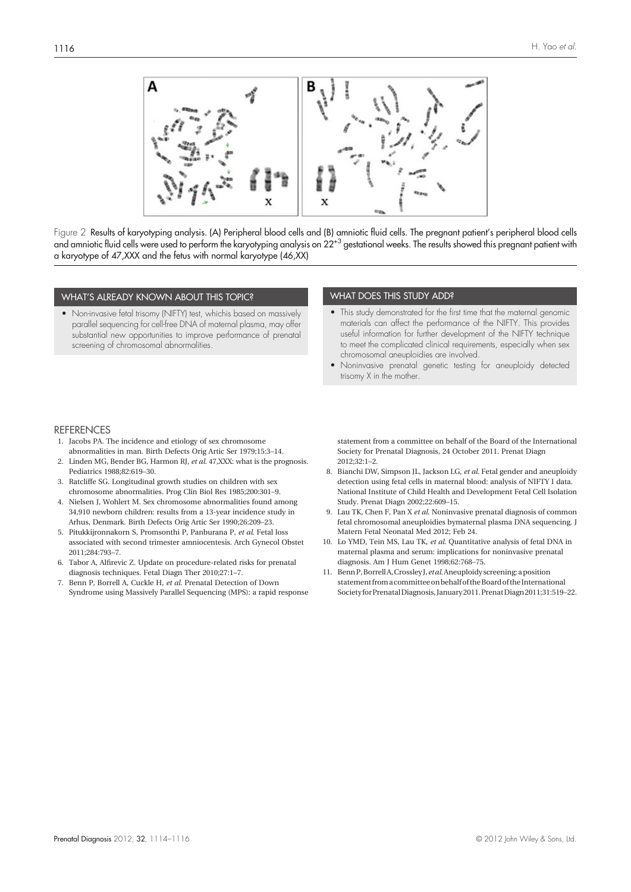Figure 2 Results of karyotyping analysis. (A) Peripheral blood cells and (B) amniotic fluid cells. The pregnant patient's peripheral blood cells and amniotic fluid cells were used to perform the karyotyping analysis on $22^{+3}$ gestational weeks. The results showed this pregnant patient with a karyotype of 47,XXX and the fetus with normal karyotype (46,XX)

## WHAT'S ALREADY KNOWN ABOUT THIS TOPIC?

- Non-invasive fetal trisomy (NIFTY) test, whichis based on massively parallel sequencing for cell-free DNA of maternal plasma, may offer substantial new opportunities to improve performance of prenatal screening of chromosomal abnormalities.

## WHAT DOES THIS STUDY ADD?

- This study demonstrated for the first time that the maternal genomic materials can affect the performance of the NIFTY. This provides useful information for further development of the NIFTY technique to meet the complicated clinical requirements, especially when sex chromosomal aneuploidies are involved.
- Noninvasive prenatal genetic testing for aneuploidy detected trisomy X in the mother.

## REFERENCES

1. Jacobs PA. The incidence and etiology of sex chromosome abnormalities in man. Birth Defects Orig Artic Ser 1979;15:3–14.
2. Linden MG, Bender BG, Harmon RJ, *et al.* 47,XXX: what is the prognosis. Pediatrics 1988;82:619–30.
3. Ratcliffe SG. Longitudinal growth studies on children with sex chromosome abnormalities. Prog Clin Biol Res 1985;200:301–9.
4. Nielsen J, Wohlert M. Sex chromosome abnormalities found among 34,910 newborn children: results from a 13-year incidence study in Arhus, Denmark. Birth Defects Orig Artic Ser 1990;26:209–23.
5. Pitukkijronnakorn S, Promsonthi P, Panburana P, *et al.* Fetal loss associated with second trimester amniocentesis. Arch Gynecol Obstet 2011;284:793–7.
6. Tabor A, Alfirevic Z. Update on procedure-related risks for prenatal diagnosis techniques. Fetal Diagn Ther 2010;27:1–7.
7. Benn P, Borrell A, Cuckle H, *et al.* Prenatal Detection of Down Syndrome using Massively Parallel Sequencing (MPS): a rapid response statement from a committee on behalf of the Board of the International Society for Prenatal Diagnosis, 24 October 2011. Prenat Diagn 2012;32:1–2.
8. Bianchi DW, Simpson JL, Jackson LG, *et al.* Fetal gender and aneuploidy detection using fetal cells in maternal blood: analysis of NIFTY I data. National Institute of Child Health and Development Fetal Cell Isolation Study. Prenat Diagn 2002;22:609–15.
9. Lau TK, Chen F, Pan X *et al.* Noninvasive prenatal diagnosis of common fetal chromosomal aneuploidies bymaternal plasma DNA sequencing. J Matern Fetal Neonatal Med 2012; Feb 24.
10. Lo YMD, Tein MS, Lau TK, *et al.* Quantitative analysis of fetal DNA in maternal plasma and serum: implications for noninvasive prenatal diagnosis. Am J Hum Genet 1998;62:768–75.
11. Benn P, Borrell A, Crossley J, *et al.* Aneuploidy screening: a position statement from a committee on behalf of the Board of the International Society for Prenatal Diagnosis, January 2011. Prenat Diagn 2011;31:519–22.